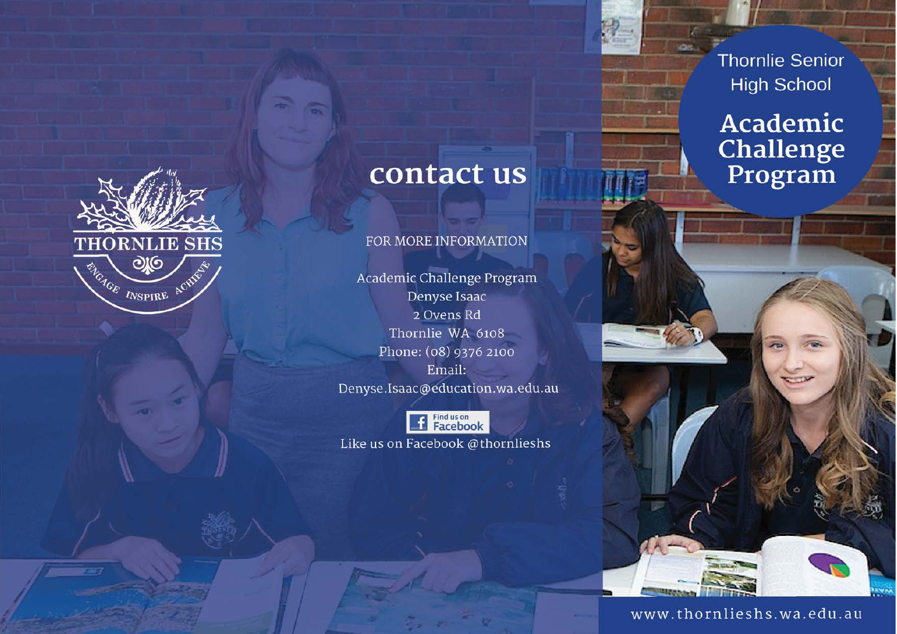# Thornlie Senior High School

# Academic Challenge Program

THORNLIE SHS

ENGAGE INSPIRE ACHIEVE

## contact us

FOR MORE INFORMATION

Academic Challenge Program
Denyse Isaac
2 Ovens Rd
Thornlie WA 6108
Phone: (08) 9376 2100
Email:
Denyse.Isaac@education.wa.edu.au

Find us on Facebook

Like us on Facebook @thornlieshs

www.thornlieshs.wa.edu.au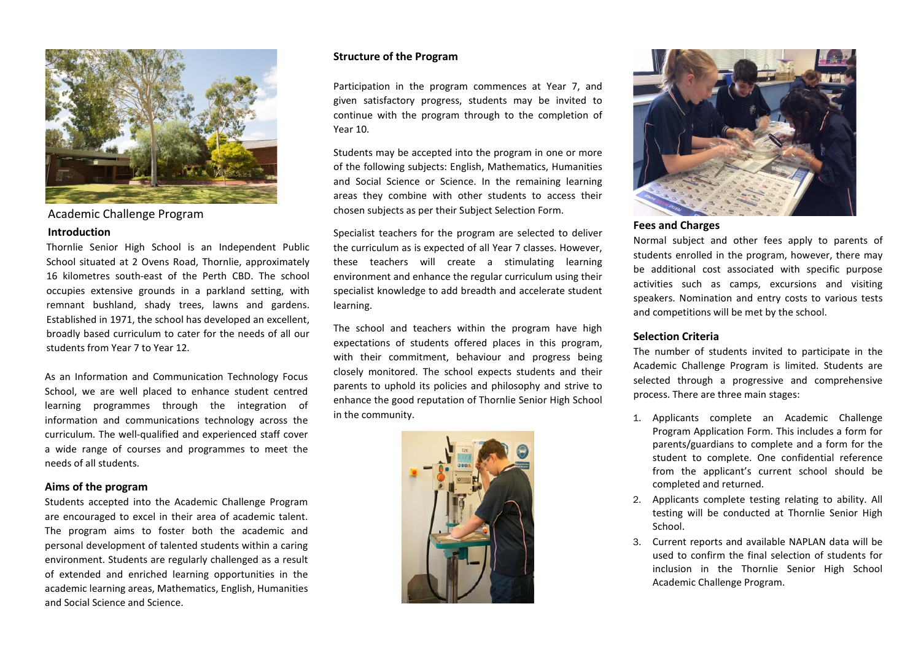Academic Challenge Program

## Introduction

Thornlie Senior High School is an Independent Public School situated at 2 Ovens Road, Thornlie, approximately 16 kilometres south-east of the Perth CBD. The school occupies extensive grounds in a parkland setting, with remnant bushland, shady trees, lawns and gardens. Established in 1971, the school has developed an excellent, broadly based curriculum to cater for the needs of all our students from Year 7 to Year 12.

As an Information and Communication Technology Focus School, we are well placed to enhance student centred learning programmes through the integration of information and communications technology across the curriculum. The well-qualified and experienced staff cover a wide range of courses and programmes to meet the needs of all students.

## Aims of the program

Students accepted into the Academic Challenge Program are encouraged to excel in their area of academic talent. The program aims to foster both the academic and personal development of talented students within a caring environment. Students are regularly challenged as a result of extended and enriched learning opportunities in the academic learning areas, Mathematics, English, Humanities and Social Science and Science.

## Structure of the Program

Participation in the program commences at Year 7, and given satisfactory progress, students may be invited to continue with the program through to the completion of Year 10.

Students may be accepted into the program in one or more of the following subjects: English, Mathematics, Humanities and Social Science or Science. In the remaining learning areas they combine with other students to access their chosen subjects as per their Subject Selection Form.

Specialist teachers for the program are selected to deliver the curriculum as is expected of all Year 7 classes. However, these teachers will create a stimulating learning environment and enhance the regular curriculum using their specialist knowledge to add breadth and accelerate student learning.

The school and teachers within the program have high expectations of students offered places in this program, with their commitment, behaviour and progress being closely monitored. The school expects students and their parents to uphold its policies and philosophy and strive to enhance the good reputation of Thornlie Senior High School in the community.

## Fees and Charges

Normal subject and other fees apply to parents of students enrolled in the program, however, there may be additional cost associated with specific purpose activities such as camps, excursions and visiting speakers. Nomination and entry costs to various tests and competitions will be met by the school.

## Selection Criteria

The number of students invited to participate in the Academic Challenge Program is limited. Students are selected through a progressive and comprehensive process. There are three main stages:

1. Applicants complete an Academic Challenge Program Application Form. This includes a form for parents/guardians to complete and a form for the student to complete. One confidential reference from the applicant's current school should be completed and returned.
2. Applicants complete testing relating to ability. All testing will be conducted at Thornlie Senior High School.
3. Current reports and available NAPLAN data will be used to confirm the final selection of students for inclusion in the Thornlie Senior High School Academic Challenge Program.